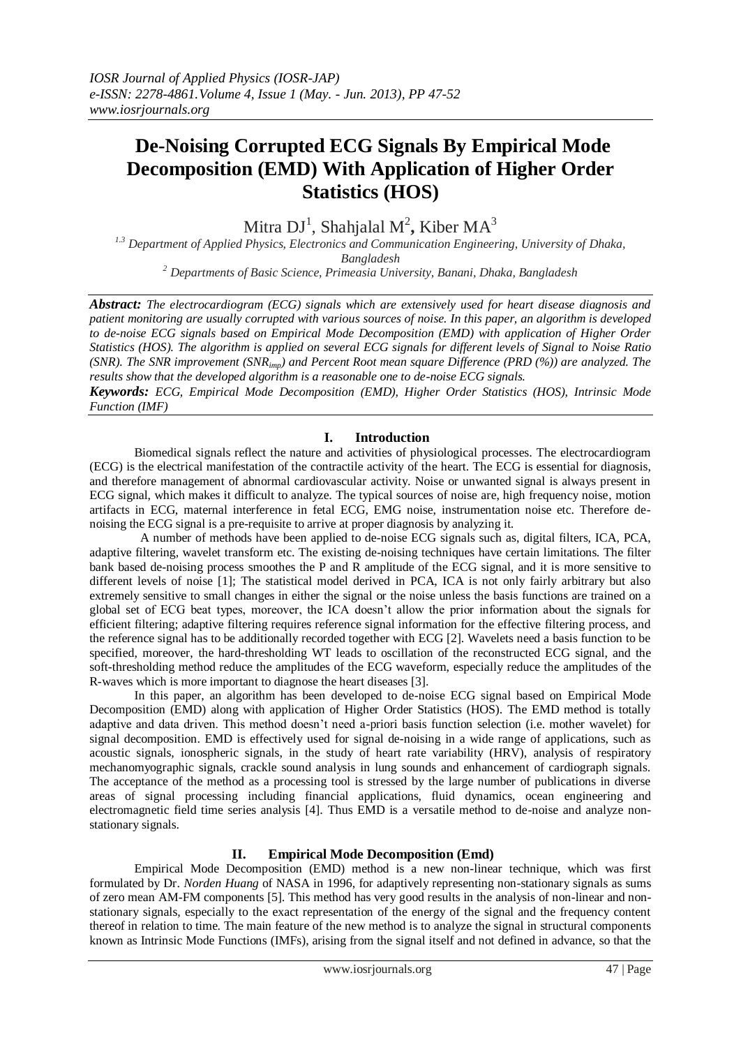# De-Noising Corrupted ECG Signals By Empirical Mode Decomposition (EMD) With Application of Higher Order Statistics (HOS)

Mitra DJ[1], Shahjalal M[2], Kiber MA[3]

[1,3] Department of Applied Physics, Electronics and Communication Engineering, University of Dhaka, Bangladesh

[2] Departments of Basic Science, Primeasia University, Banani, Dhaka, Bangladesh

***Abstract:*** *The electrocardiogram (ECG) signals which are extensively used for heart disease diagnosis and patient monitoring are usually corrupted with various sources of noise. In this paper, an algorithm is developed to de-noise ECG signals based on Empirical Mode Decomposition (EMD) with application of Higher Order Statistics (HOS). The algorithm is applied on several ECG signals for different levels of Signal to Noise Ratio (SNR). The SNR improvement ($SNR_{imp}$) and Percent Root mean square Difference (PRD (%)) are analyzed. The results show that the developed algorithm is a reasonable one to de-noise ECG signals.*

***Keywords:*** *ECG, Empirical Mode Decomposition (EMD), Higher Order Statistics (HOS), Intrinsic Mode Function (IMF)*

## I. Introduction

Biomedical signals reflect the nature and activities of physiological processes. The electrocardiogram (ECG) is the electrical manifestation of the contractile activity of the heart. The ECG is essential for diagnosis, and therefore management of abnormal cardiovascular activity. Noise or unwanted signal is always present in ECG signal, which makes it difficult to analyze. The typical sources of noise are, high frequency noise, motion artifacts in ECG, maternal interference in fetal ECG, EMG noise, instrumentation noise etc. Therefore de-noising the ECG signal is a pre-requisite to arrive at proper diagnosis by analyzing it.

A number of methods have been applied to de-noise ECG signals such as, digital filters, ICA, PCA, adaptive filtering, wavelet transform etc. The existing de-noising techniques have certain limitations. The filter bank based de-noising process smoothes the P and R amplitude of the ECG signal, and it is more sensitive to different levels of noise [1]; The statistical model derived in PCA, ICA is not only fairly arbitrary but also extremely sensitive to small changes in either the signal or the noise unless the basis functions are trained on a global set of ECG beat types, moreover, the ICA doesn't allow the prior information about the signals for efficient filtering; adaptive filtering requires reference signal information for the effective filtering process, and the reference signal has to be additionally recorded together with ECG [2]. Wavelets need a basis function to be specified, moreover, the hard-thresholding WT leads to oscillation of the reconstructed ECG signal, and the soft-thresholding method reduce the amplitudes of the ECG waveform, especially reduce the amplitudes of the R-waves which is more important to diagnose the heart diseases [3].

In this paper, an algorithm has been developed to de-noise ECG signal based on Empirical Mode Decomposition (EMD) along with application of Higher Order Statistics (HOS). The EMD method is totally adaptive and data driven. This method doesn't need a-priori basis function selection (i.e. mother wavelet) for signal decomposition. EMD is effectively used for signal de-noising in a wide range of applications, such as acoustic signals, ionospheric signals, in the study of heart rate variability (HRV), analysis of respiratory mechanomyographic signals, crackle sound analysis in lung sounds and enhancement of cardiograph signals. The acceptance of the method as a processing tool is stressed by the large number of publications in diverse areas of signal processing including financial applications, fluid dynamics, ocean engineering and electromagnetic field time series analysis [4]. Thus EMD is a versatile method to de-noise and analyze non-stationary signals.

## II. Empirical Mode Decomposition (Emd)

Empirical Mode Decomposition (EMD) method is a new non-linear technique, which was first formulated by Dr. *Norden Huang* of NASA in 1996, for adaptively representing non-stationary signals as sums of zero mean AM-FM components [5]. This method has very good results in the analysis of non-linear and non-stationary signals, especially to the exact representation of the energy of the signal and the frequency content thereof in relation to time. The main feature of the new method is to analyze the signal in structural components known as Intrinsic Mode Functions (IMFs), arising from the signal itself and not defined in advance, so that the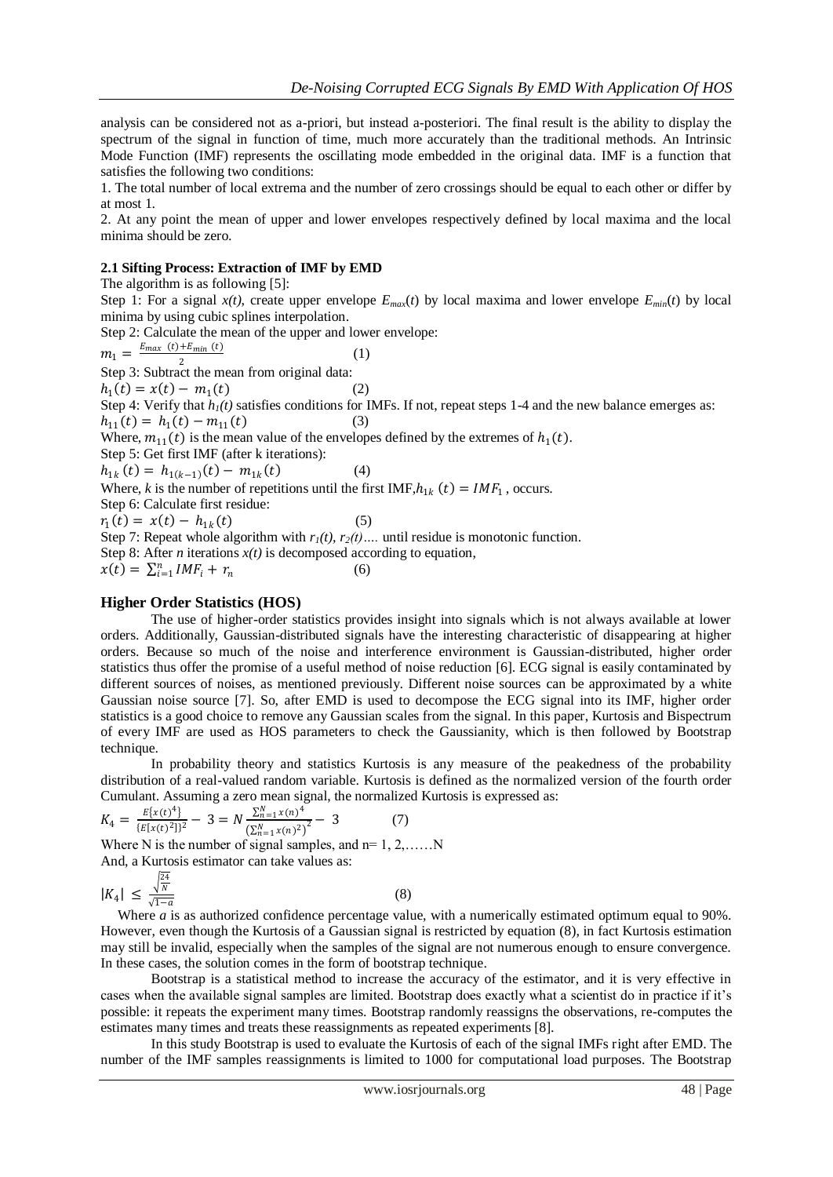analysis can be considered not as a-priori, but instead a-posteriori. The final result is the ability to display the spectrum of the signal in function of time, much more accurately than the traditional methods. An Intrinsic Mode Function (IMF) represents the oscillating mode embedded in the original data. IMF is a function that satisfies the following two conditions:

1. The total number of local extrema and the number of zero crossings should be equal to each other or differ by at most 1.
2. At any point the mean of upper and lower envelopes respectively defined by local maxima and the local minima should be zero.

**2.1 Sifting Process: Extraction of IMF by EMD**

The algorithm is as following [5]:

Step 1: For a signal $x(t)$, create upper envelope $E_{max}(t)$ by local maxima and lower envelope $E_{min}(t)$ by local minima by using cubic splines interpolation.

Step 2: Calculate the mean of the upper and lower envelope:

$$m_1 = \frac{E_{max}(t) + E_{min}(t)}{2} \qquad (1)$$

Step 3: Subtract the mean from original data:

$$h_1(t) = x(t) - m_1(t) \qquad (2)$$

Step 4: Verify that $h_1(t)$ satisfies conditions for IMFs. If not, repeat steps 1-4 and the new balance emerges as:

$$h_{11}(t) = h_1(t) - m_{11}(t) \qquad (3)$$

Where, $m_{11}(t)$ is the mean value of the envelopes defined by the extremes of $h_1(t)$.

Step 5: Get first IMF (after k iterations):

$$h_{1k}(t) = h_{1(k-1)}(t) - m_{1k}(t) \qquad (4)$$

Where, $k$ is the number of repetitions until the first IMF, $h_{1k}(t) = IMF_1$, occurs.

Step 6: Calculate first residue:

$$r_1(t) = x(t) - h_{1k}(t) \qquad (5)$$

Step 7: Repeat whole algorithm with $r_1(t)$, $r_2(t)$.... until residue is monotonic function.

Step 8: After $n$ iterations $x(t)$ is decomposed according to equation,

$$x(t) = \sum_{i=1}^{n} IMF_i + r_n \qquad (6)$$

## Higher Order Statistics (HOS)

The use of higher-order statistics provides insight into signals which is not always available at lower orders. Additionally, Gaussian-distributed signals have the interesting characteristic of disappearing at higher orders. Because so much of the noise and interference environment is Gaussian-distributed, higher order statistics thus offer the promise of a useful method of noise reduction [6]. ECG signal is easily contaminated by different sources of noises, as mentioned previously. Different noise sources can be approximated by a white Gaussian noise source [7]. So, after EMD is used to decompose the ECG signal into its IMF, higher order statistics is a good choice to remove any Gaussian scales from the signal. In this paper, Kurtosis and Bispectrum of every IMF are used as HOS parameters to check the Gaussianity, which is then followed by Bootstrap technique.

In probability theory and statistics Kurtosis is any measure of the peakedness of the probability distribution of a real-valued random variable. Kurtosis is defined as the normalized version of the fourth order Cumulant. Assuming a zero mean signal, the normalized Kurtosis is expressed as:

$$K_4 = \frac{E\{x(t)^4\}}{\{E[x(t)^2]\}^2} - 3 = N\frac{\sum_{n=1}^{N} x(n)^4}{\left(\sum_{n=1}^{N} x(n)^2\right)^2} - 3 \qquad (7)$$

Where N is the number of signal samples, and n= 1, 2,……N

And, a Kurtosis estimator can take values as:

$$|K_4| \leq \frac{\sqrt{\frac{24}{N}}}{\sqrt{1-a}} \qquad (8)$$

Where $a$ is as authorized confidence percentage value, with a numerically estimated optimum equal to 90%. However, even though the Kurtosis of a Gaussian signal is restricted by equation (8), in fact Kurtosis estimation may still be invalid, especially when the samples of the signal are not numerous enough to ensure convergence. In these cases, the solution comes in the form of bootstrap technique.

Bootstrap is a statistical method to increase the accuracy of the estimator, and it is very effective in cases when the available signal samples are limited. Bootstrap does exactly what a scientist do in practice if it's possible: it repeats the experiment many times. Bootstrap randomly reassigns the observations, re-computes the estimates many times and treats these reassignments as repeated experiments [8].

In this study Bootstrap is used to evaluate the Kurtosis of each of the signal IMFs right after EMD. The number of the IMF samples reassignments is limited to 1000 for computational load purposes. The Bootstrap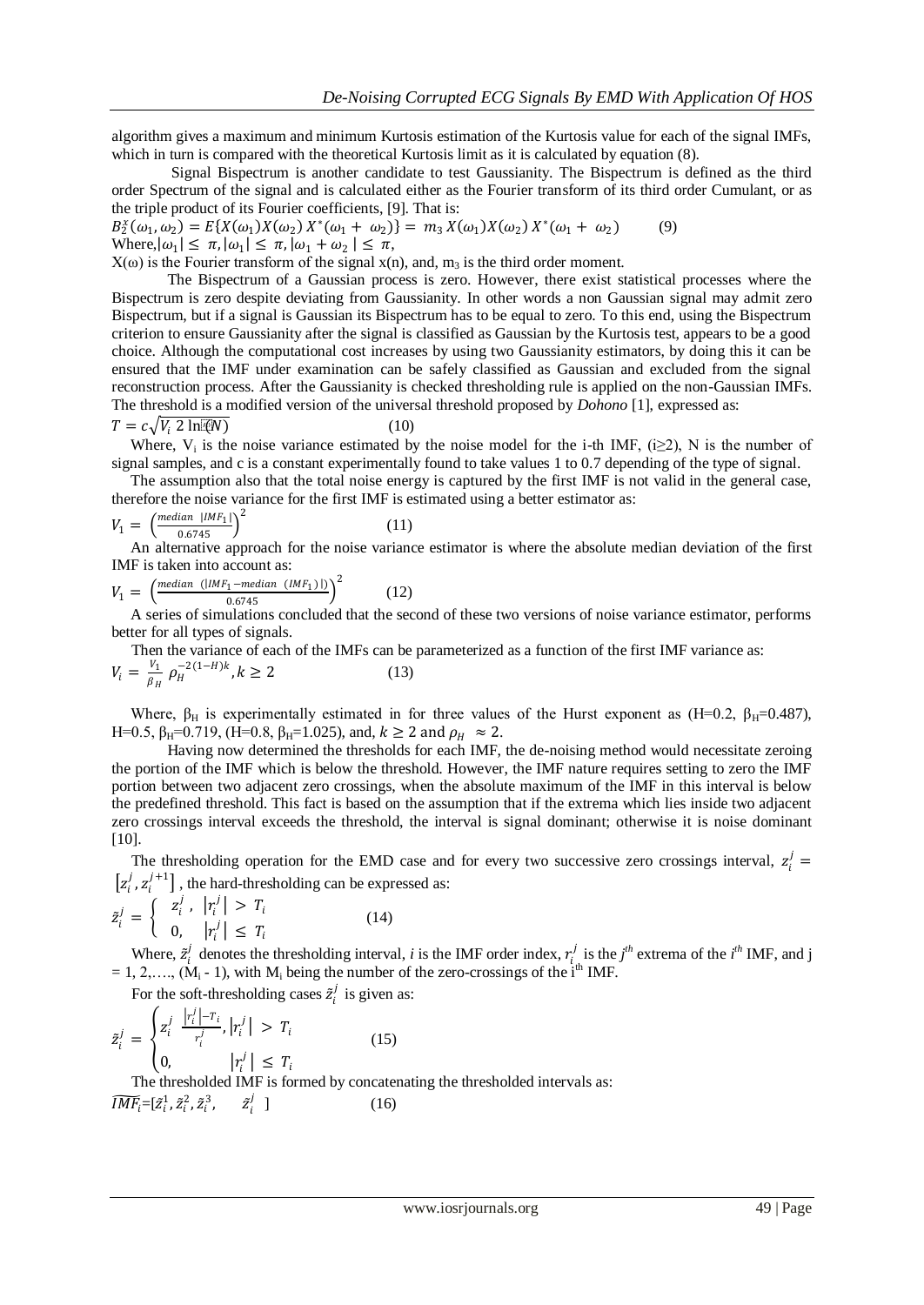algorithm gives a maximum and minimum Kurtosis estimation of the Kurtosis value for each of the signal IMFs, which in turn is compared with the theoretical Kurtosis limit as it is calculated by equation (8).

Signal Bispectrum is another candidate to test Gaussianity. The Bispectrum is defined as the third order Spectrum of the signal and is calculated either as the Fourier transform of its third order Cumulant, or as the triple product of its Fourier coefficients, [9]. That is:

$$B_2^x(\omega_1, \omega_2) = E\{X(\omega_1)X(\omega_2)\,X^*(\omega_1 + \omega_2)\} = m_3\,X(\omega_1)X(\omega_2)\,X^*(\omega_1 + \omega_2) \qquad (9)$$

Where, $|\omega_1| \leq \pi, |\omega_1| \leq \pi, |\omega_1 + \omega_2| \leq \pi$,

$X(\omega)$ is the Fourier transform of the signal $x(n)$, and, $m_3$ is the third order moment.

The Bispectrum of a Gaussian process is zero. However, there exist statistical processes where the Bispectrum is zero despite deviating from Gaussianity. In other words a non Gaussian signal may admit zero Bispectrum, but if a signal is Gaussian its Bispectrum has to be equal to zero. To this end, using the Bispectrum criterion to ensure Gaussianity after the signal is classified as Gaussian by the Kurtosis test, appears to be a good choice. Although the computational cost increases by using two Gaussianity estimators, by doing this it can be ensured that the IMF under examination can be safely classified as Gaussian and excluded from the signal reconstruction process. After the Gaussianity is checked thresholding rule is applied on the non-Gaussian IMFs. The threshold is a modified version of the universal threshold proposed by *Dohono* [1], expressed as:

$$T = c\sqrt{V_i\, 2\ln(N)} \qquad (10)$$

Where, $V_i$ is the noise variance estimated by the noise model for the i-th IMF, ($i \geq 2$), N is the number of signal samples, and c is a constant experimentally found to take values 1 to 0.7 depending of the type of signal.

The assumption also that the total noise energy is captured by the first IMF is not valid in the general case, therefore the noise variance for the first IMF is estimated using a better estimator as:

$$V_1 = \left(\frac{median\ |IMF_1|}{0.6745}\right)^2 \qquad (11)$$

An alternative approach for the noise variance estimator is where the absolute median deviation of the first IMF is taken into account as:

$$V_1 = \left(\frac{median\ (|IMF_1 - median\ (IMF_1)|)}{0.6745}\right)^2 \qquad (12)$$

A series of simulations concluded that the second of these two versions of noise variance estimator, performs better for all types of signals.

Then the variance of each of the IMFs can be parameterized as a function of the first IMF variance as:

$$V_i = \frac{V_1}{\beta_H}\,\rho_H^{-2(1-H)k}, k \geq 2 \qquad (13)$$

Where, $\beta_H$ is experimentally estimated in for three values of the Hurst exponent as ($H$=0.2, $\beta_H$=0.487), $H$=0.5, $\beta_H$=0.719, ($H$=0.8, $\beta_H$=1.025), and, $k \geq 2$ and $\rho_H \approx 2$.

Having now determined the thresholds for each IMF, the de-noising method would necessitate zeroing the portion of the IMF which is below the threshold. However, the IMF nature requires setting to zero the IMF portion between two adjacent zero crossings, when the absolute maximum of the IMF in this interval is below the predefined threshold. This fact is based on the assumption that if the extrema which lies inside two adjacent zero crossings interval exceeds the threshold, the interval is signal dominant; otherwise it is noise dominant [10].

The thresholding operation for the EMD case and for every two successive zero crossings interval, $z_i^j = [z_i^j, z_i^{j+1}]$, the hard-thresholding can be expressed as:

$$\tilde{z}_i^j = \begin{cases} z_i^j, & |r_i^j| > T_i \\ 0, & |r_i^j| \leq T_i \end{cases} \qquad (14)$$

Where, $\tilde{z}_i^j$ denotes the thresholding interval, $i$ is the IMF order index, $r_i^j$ is the $j^{th}$ extrema of the $i^{th}$ IMF, and j = 1, 2,…., ($M_i$ - 1), with $M_i$ being the number of the zero-crossings of the $i^{th}$ IMF.

For the soft-thresholding cases $\tilde{z}_i^j$ is given as:

$$\tilde{z}_i^j = \begin{cases} z_i^j\ \frac{|r_i^j| - T_i}{r_i^j}, & |r_i^j| > T_i \\ 0, & |r_i^j| \leq T_i \end{cases} \qquad (15)$$

The thresholded IMF is formed by concatenating the thresholded intervals as:

$$\widetilde{IMF}_i = [\tilde{z}_i^1, \tilde{z}_i^2, \tilde{z}_i^3, \quad \tilde{z}_i^j\ ] \qquad (16)$$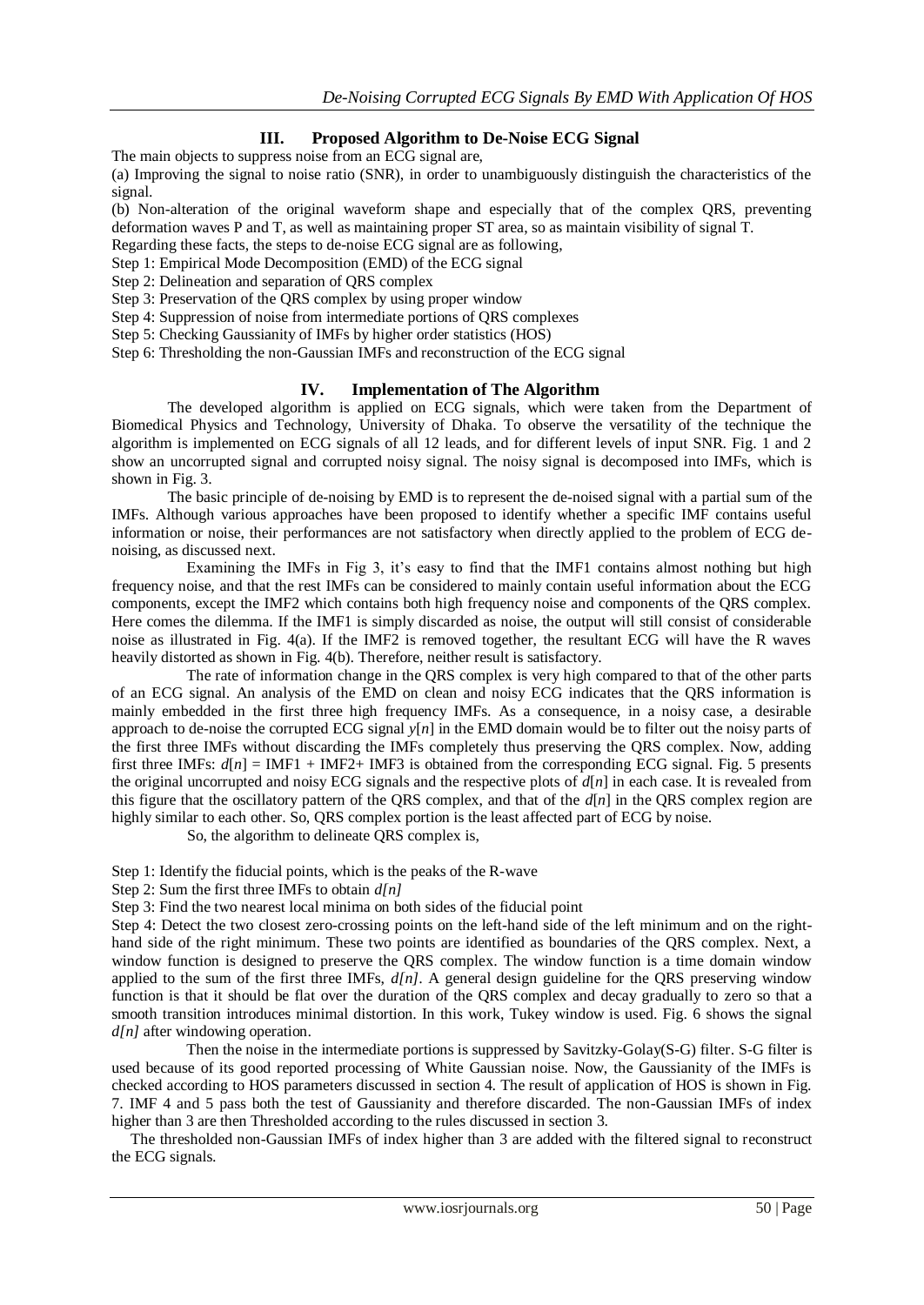## III. Proposed Algorithm to De-Noise ECG Signal

The main objects to suppress noise from an ECG signal are,

(a) Improving the signal to noise ratio (SNR), in order to unambiguously distinguish the characteristics of the signal.

(b) Non-alteration of the original waveform shape and especially that of the complex QRS, preventing deformation waves P and T, as well as maintaining proper ST area, so as maintain visibility of signal T.

Regarding these facts, the steps to de-noise ECG signal are as following,

Step 1: Empirical Mode Decomposition (EMD) of the ECG signal
Step 2: Delineation and separation of QRS complex
Step 3: Preservation of the QRS complex by using proper window
Step 4: Suppression of noise from intermediate portions of QRS complexes
Step 5: Checking Gaussianity of IMFs by higher order statistics (HOS)
Step 6: Thresholding the non-Gaussian IMFs and reconstruction of the ECG signal

## IV. Implementation of The Algorithm

The developed algorithm is applied on ECG signals, which were taken from the Department of Biomedical Physics and Technology, University of Dhaka. To observe the versatility of the technique the algorithm is implemented on ECG signals of all 12 leads, and for different levels of input SNR. Fig. 1 and 2 show an uncorrupted signal and corrupted noisy signal. The noisy signal is decomposed into IMFs, which is shown in Fig. 3.

The basic principle of de-noising by EMD is to represent the de-noised signal with a partial sum of the IMFs. Although various approaches have been proposed to identify whether a specific IMF contains useful information or noise, their performances are not satisfactory when directly applied to the problem of ECG de-noising, as discussed next.

Examining the IMFs in Fig 3, it's easy to find that the IMF1 contains almost nothing but high frequency noise, and that the rest IMFs can be considered to mainly contain useful information about the ECG components, except the IMF2 which contains both high frequency noise and components of the QRS complex. Here comes the dilemma. If the IMF1 is simply discarded as noise, the output will still consist of considerable noise as illustrated in Fig. 4(a). If the IMF2 is removed together, the resultant ECG will have the R waves heavily distorted as shown in Fig. 4(b). Therefore, neither result is satisfactory.

The rate of information change in the QRS complex is very high compared to that of the other parts of an ECG signal. An analysis of the EMD on clean and noisy ECG indicates that the QRS information is mainly embedded in the first three high frequency IMFs. As a consequence, in a noisy case, a desirable approach to de-noise the corrupted ECG signal $y[n]$ in the EMD domain would be to filter out the noisy parts of the first three IMFs without discarding the IMFs completely thus preserving the QRS complex. Now, adding first three IMFs: $d[n]$ = IMF1 + IMF2+ IMF3 is obtained from the corresponding ECG signal. Fig. 5 presents the original uncorrupted and noisy ECG signals and the respective plots of $d[n]$ in each case. It is revealed from this figure that the oscillatory pattern of the QRS complex, and that of the $d[n]$ in the QRS complex region are highly similar to each other. So, QRS complex portion is the least affected part of ECG by noise.

So, the algorithm to delineate QRS complex is,

Step 1: Identify the fiducial points, which is the peaks of the R-wave
Step 2: Sum the first three IMFs to obtain $d[n]$
Step 3: Find the two nearest local minima on both sides of the fiducial point
Step 4: Detect the two closest zero-crossing points on the left-hand side of the left minimum and on the right-hand side of the right minimum. These two points are identified as boundaries of the QRS complex. Next, a window function is designed to preserve the QRS complex. The window function is a time domain window applied to the sum of the first three IMFs, $d[n]$. A general design guideline for the QRS preserving window function is that it should be flat over the duration of the QRS complex and decay gradually to zero so that a smooth transition introduces minimal distortion. In this work, Tukey window is used. Fig. 6 shows the signal $d[n]$ after windowing operation.

Then the noise in the intermediate portions is suppressed by Savitzky-Golay(S-G) filter. S-G filter is used because of its good reported processing of White Gaussian noise. Now, the Gaussianity of the IMFs is checked according to HOS parameters discussed in section 4. The result of application of HOS is shown in Fig. 7. IMF 4 and 5 pass both the test of Gaussianity and therefore discarded. The non-Gaussian IMFs of index higher than 3 are then Thresholded according to the rules discussed in section 3.

The thresholded non-Gaussian IMFs of index higher than 3 are added with the filtered signal to reconstruct the ECG signals.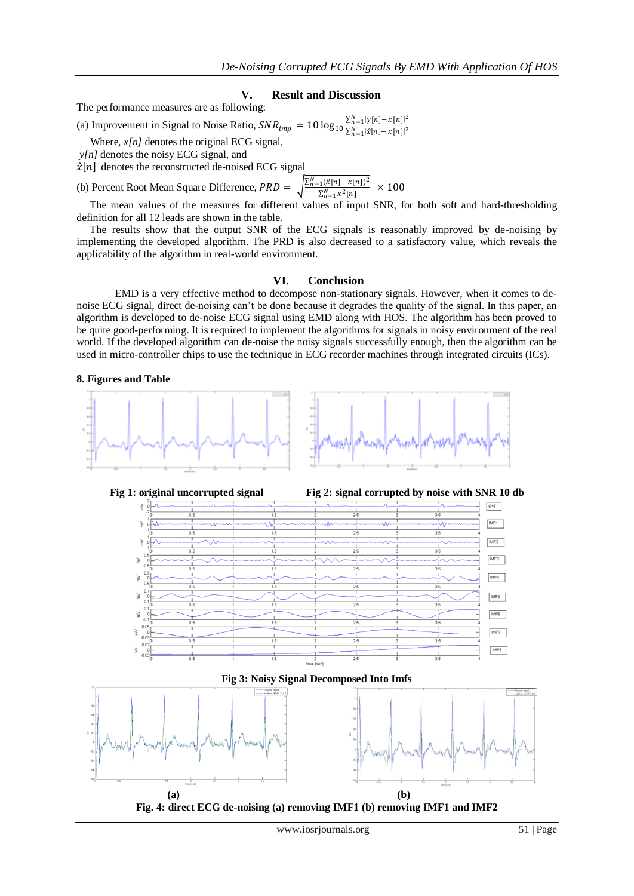## V. Result and Discussion

The performance measures are as following:

(a) Improvement in Signal to Noise Ratio, $SNR_{imp} = 10\log_{10}\frac{\sum_{n=1}^{N}|y[n]-x[n]|^2}{\sum_{n=1}^{N}|\hat{x}[n]-x[n]|^2}$

Where, $x[n]$ denotes the original ECG signal,

$y[n]$ denotes the noisy ECG signal, and

$\hat{x}[n]$ denotes the reconstructed de-noised ECG signal

(b) Percent Root Mean Square Difference, $PRD = \sqrt{\frac{\sum_{n=1}^{N}(\hat{x}[n]-x[n])^2}{\sum_{n=1}^{N}x^2[n]}} \times 100$

The mean values of the measures for different values of input SNR, for both soft and hard-thresholding definition for all 12 leads are shown in the table.

The results show that the output SNR of the ECG signals is reasonably improved by de-noising by implementing the developed algorithm. The PRD is also decreased to a satisfactory value, which reveals the applicability of the algorithm in real-world environment.

## VI. Conclusion

EMD is a very effective method to decompose non-stationary signals. However, when it comes to de-noise ECG signal, direct de-noising can't be done because it degrades the quality of the signal. In this paper, an algorithm is developed to de-noise ECG signal using EMD along with HOS. The algorithm has been proved to be quite good-performing. It is required to implement the algorithms for signals in noisy environment of the real world. If the developed algorithm can de-noise the noisy signals successfully enough, then the algorithm can be used in micro-controller chips to use the technique in ECG recorder machines through integrated circuits (ICs).

### 8. Figures and Table

**Fig 1: original uncorrupted signal**

**Fig 2: signal corrupted by noise with SNR 10 db**

**Fig 3: Noisy Signal Decomposed Into Imfs**

**(a)** **(b)**

**Fig. 4: direct ECG de-noising (a) removing IMF1 (b) removing IMF1 and IMF2**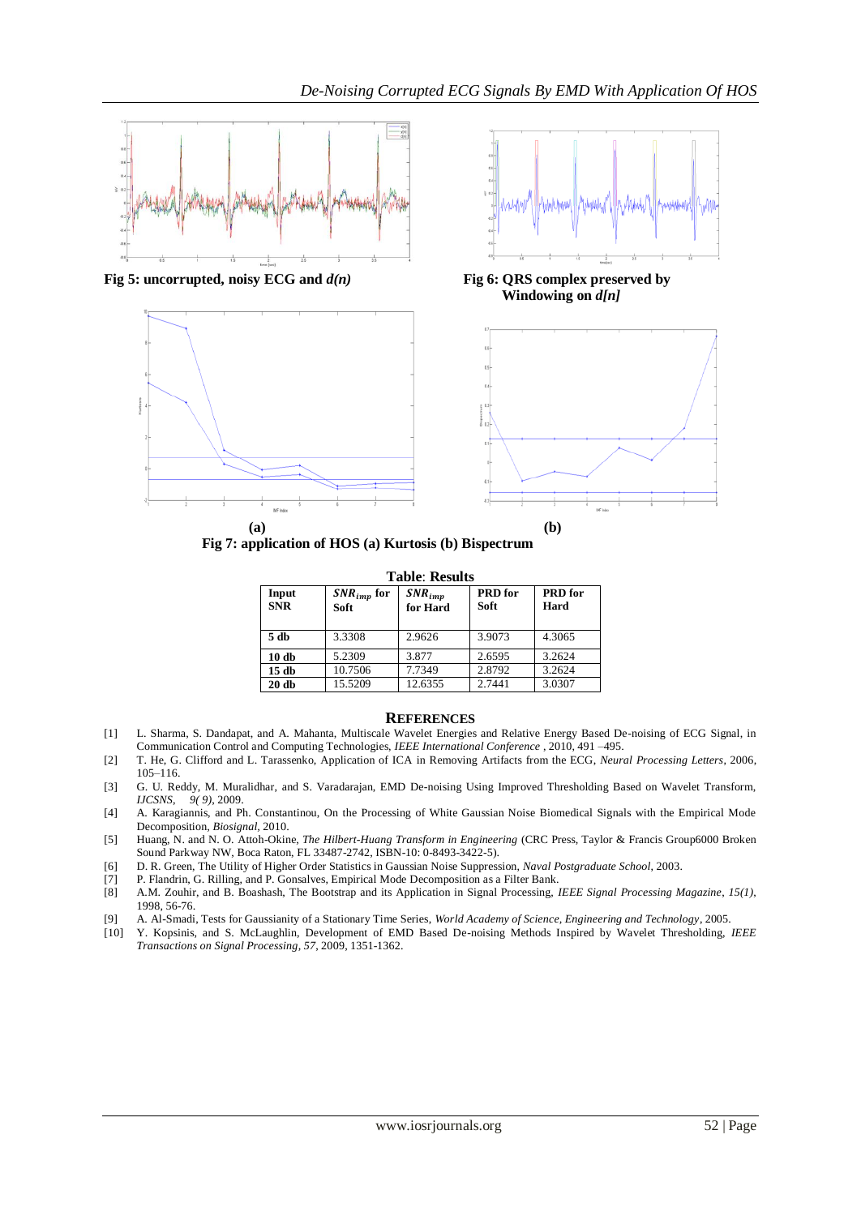Fig 5: uncorrupted, noisy ECG and $d(n)$

Fig 6: QRS complex preserved by Windowing on $d[n]$

(a) (b)

Fig 7: application of HOS (a) Kurtosis (b) Bispectrum

**Table**: **Results**

| Input SNR | $SNR_{imp}$ for Soft | $SNR_{imp}$ for Hard | PRD for Soft | PRD for Hard |
|---|---|---|---|---|
| 5 db | 3.3308 | 2.9626 | 3.9073 | 4.3065 |
| 10 db | 5.2309 | 3.877 | 2.6595 | 3.2624 |
| 15 db | 10.7506 | 7.7349 | 2.8792 | 3.2624 |
| 20 db | 15.5209 | 12.6355 | 2.7441 | 3.0307 |

## REFERENCES

[1] L. Sharma, S. Dandapat, and A. Mahanta, Multiscale Wavelet Energies and Relative Energy Based De-noising of ECG Signal, in Communication Control and Computing Technologies, *IEEE International Conference* , 2010, 491 –495.

[2] T. He, G. Clifford and L. Tarassenko, Application of ICA in Removing Artifacts from the ECG, *Neural Processing Letters*, 2006, 105–116.

[3] G. U. Reddy, M. Muralidhar, and S. Varadarajan, EMD De-noising Using Improved Thresholding Based on Wavelet Transform, *IJCSNS, 9( 9)*, 2009.

[4] A. Karagiannis, and Ph. Constantinou, On the Processing of White Gaussian Noise Biomedical Signals with the Empirical Mode Decomposition, *Biosignal*, 2010.

[5] Huang, N. and N. O. Attoh-Okine, *The Hilbert-Huang Transform in Engineering* (CRC Press, Taylor & Francis Group6000 Broken Sound Parkway NW, Boca Raton, FL 33487-2742, ISBN-10: 0-8493-3422-5).

[6] D. R. Green, The Utility of Higher Order Statistics in Gaussian Noise Suppression, *Naval Postgraduate School*, 2003.

[7] P. Flandrin, G. Rilling, and P. Gonsalves, Empirical Mode Decomposition as a Filter Bank.

[8] A.M. Zouhir, and B. Boashash, The Bootstrap and its Application in Signal Processing, *IEEE Signal Processing Magazine*, *15(1)*, 1998, 56-76.

[9] A. Al-Smadi, Tests for Gaussianity of a Stationary Time Series, *World Academy of Science, Engineering and Technology*, 2005.

[10] Y. Kopsinis, and S. McLaughlin, Development of EMD Based De-noising Methods Inspired by Wavelet Thresholding, *IEEE Transactions on Signal Processing*, *57*, 2009, 1351-1362.